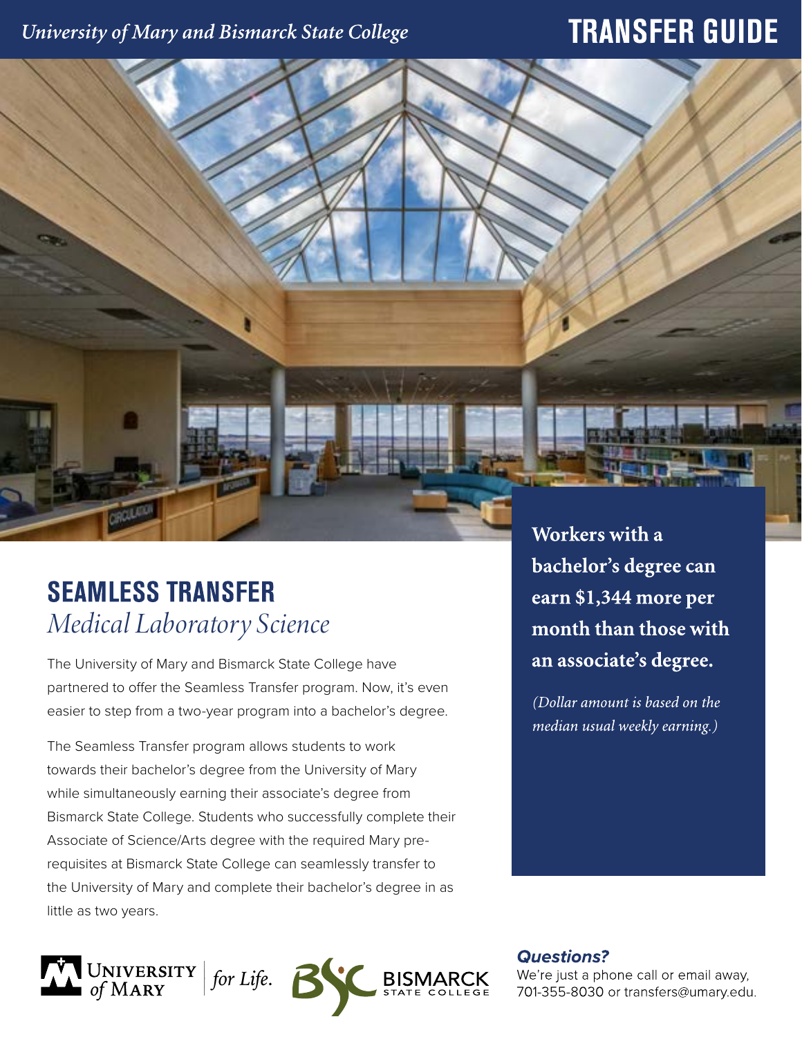*University of Mary and Bismarck State College*

# TRANSFER GUIDE

## SEAMLESS TRANSFER

*Medical Laboratory Science*

The University of Mary and Bismarck State College have partnered to offer the Seamless Transfer program. Now, it's even easier to step from a two-year program into a bachelor's degree.

The Seamless Transfer program allows students to work towards their bachelor's degree from the University of Mary while simultaneously earning their associate's degree from Bismarck State College. Students who successfully complete their Associate of Science/Arts degree with the required Mary pre-requisites at Bismarck State College can seamlessly transfer to the University of Mary and complete their bachelor's degree in as little as two years.

**Workers with a bachelor's degree can earn $1,344 more per month than those with an associate's degree.**

*(Dollar amount is based on the median usual weekly earning.)*

***Questions?***

We're just a phone call or email away, 701-355-8030 or transfers@umary.edu.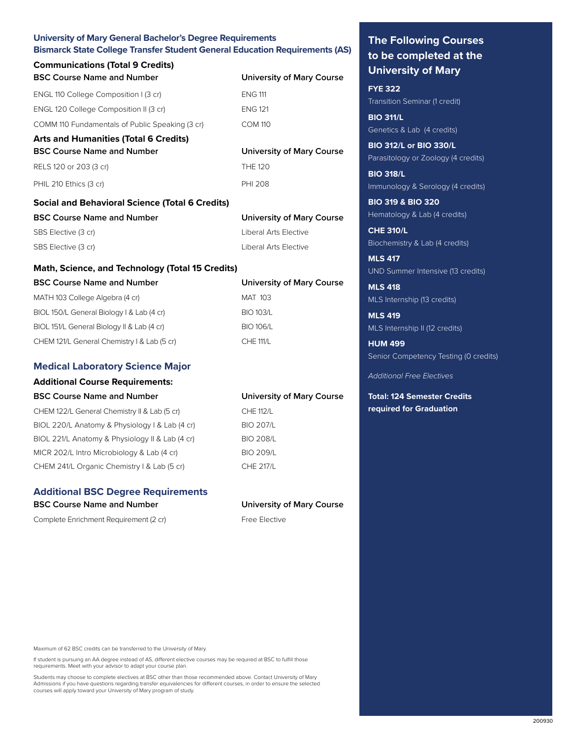## University of Mary General Bachelor's Degree Requirements
## Bismarck State College Transfer Student General Education Requirements (AS)

### Communications (Total 9 Credits)

| BSC Course Name and Number | University of Mary Course |
|---|---|
| ENGL 110 College Composition I (3 cr) | ENG 111 |
| ENGL 120 College Composition II (3 cr) | ENG 121 |
| COMM 110 Fundamentals of Public Speaking (3 cr) | COM 110 |

### Arts and Humanities (Total 6 Credits)

| BSC Course Name and Number | University of Mary Course |
|---|---|
| RELS 120 or 203 (3 cr) | THE 120 |
| PHIL 210 Ethics (3 cr) | PHI 208 |

### Social and Behavioral Science (Total 6 Credits)

| BSC Course Name and Number | University of Mary Course |
|---|---|
| SBS Elective (3 cr) | Liberal Arts Elective |
| SBS Elective (3 cr) | Liberal Arts Elective |

### Math, Science, and Technology (Total 15 Credits)

| BSC Course Name and Number | University of Mary Course |
|---|---|
| MATH 103 College Algebra (4 cr) | MAT 103 |
| BIOL 150/L General Biology I & Lab (4 cr) | BIO 103/L |
| BIOL 151/L General Biology II & Lab (4 cr) | BIO 106/L |
| CHEM 121/L General Chemistry I & Lab (5 cr) | CHE 111/L |

## Medical Laboratory Science Major

### Additional Course Requirements:

| BSC Course Name and Number | University of Mary Course |
|---|---|
| CHEM 122/L General Chemistry II & Lab (5 cr) | CHE 112/L |
| BIOL 220/L Anatomy & Physiology I & Lab (4 cr) | BIO 207/L |
| BIOL 221/L Anatomy & Physiology II & Lab (4 cr) | BIO 208/L |
| MICR 202/L Intro Microbiology & Lab (4 cr) | BIO 209/L |
| CHEM 241/L Organic Chemistry I & Lab (5 cr) | CHE 217/L |

## Additional BSC Degree Requirements

| BSC Course Name and Number | University of Mary Course |
|---|---|
| Complete Enrichment Requirement (2 cr) | Free Elective |

Maximum of 62 BSC credits can be transferred to the University of Mary.

If student is pursuing an AA degree instead of AS, different elective courses may be required at BSC to fulfill those requirements. Meet with your advisor to adapt your course plan.

Students may choose to complete electives at BSC other than those recommended above. Contact University of Mary Admissions if you have questions regarding transfer equivalencies for different courses, in order to ensure the selected courses will apply toward your University of Mary program of study.

## The Following Courses to be completed at the University of Mary

**FYE 322**
Transition Seminar (1 credit)

**BIO 311/L**
Genetics & Lab (4 credits)

**BIO 312/L or BIO 330/L**
Parasitology or Zoology (4 credits)

**BIO 318/L**
Immunology & Serology (4 credits)

**BIO 319 & BIO 320**
Hematology & Lab (4 credits)

**CHE 310/L**
Biochemistry & Lab (4 credits)

**MLS 417**
UND Summer Intensive (13 credits)

**MLS 418**
MLS Internship (13 credits)

**MLS 419**
MLS Internship II (12 credits)

**HUM 499**
Senior Competency Testing (0 credits)

*Additional Free Electives*

**Total: 124 Semester Credits required for Graduation**

200930